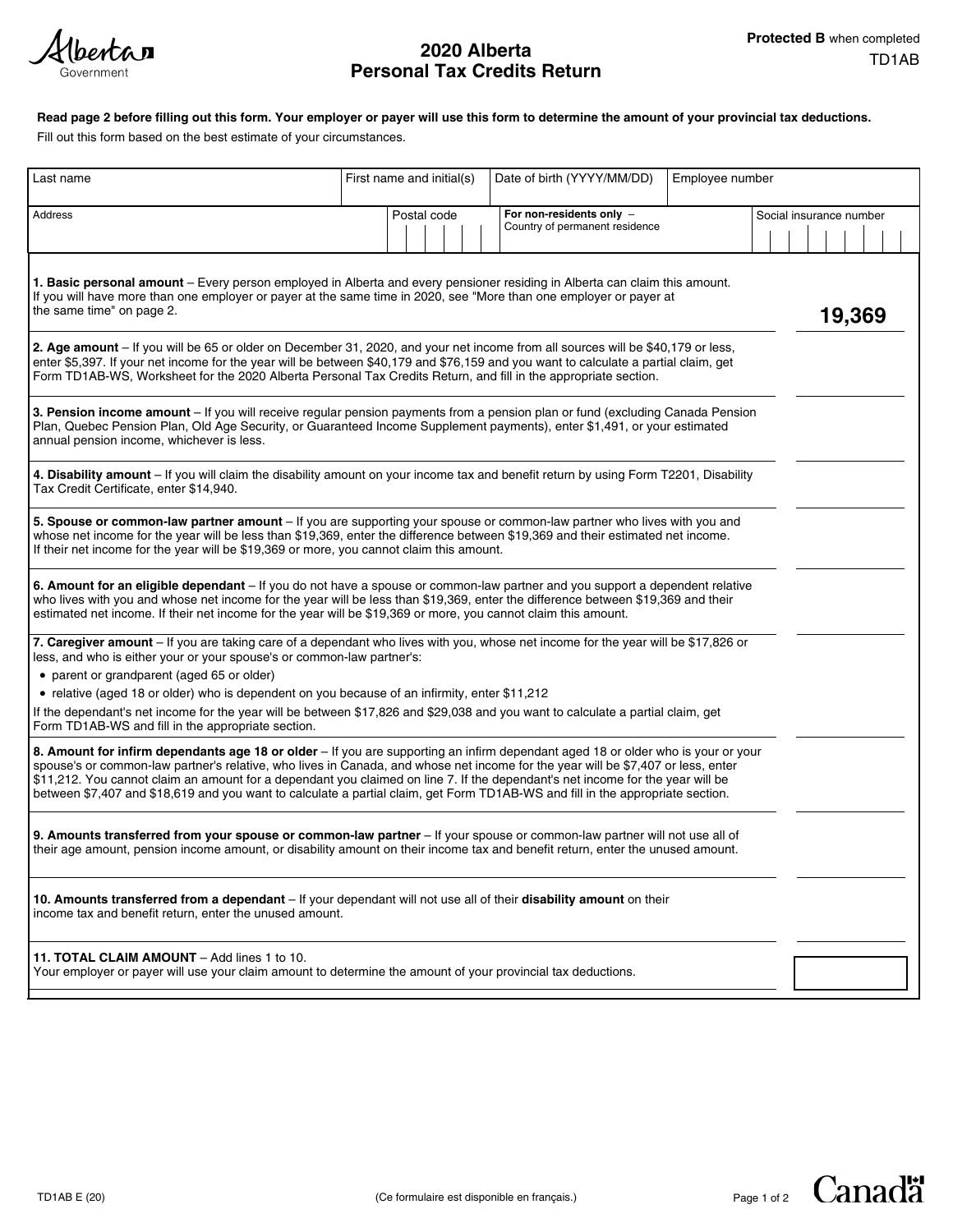Alberta Government

# 2020 Alberta Personal Tax Credits Return

**Protected B** when completed

TD1AB

**Read page 2 before filling out this form. Your employer or payer will use this form to determine the amount of your provincial tax deductions.**

Fill out this form based on the best estimate of your circumstances.

| Last name | First name and initial(s) | Date of birth (YYYY/MM/DD) | Employee number |
|---|---|---|---|
| | | | |

| Address | Postal code | **For non-residents only** – Country of permanent residence | Social insurance number |
|---|---|---|---|
| | | | |

| | |
|---|---|
| **1. Basic personal amount** – Every person employed in Alberta and every pensioner residing in Alberta can claim this amount. If you will have more than one employer or payer at the same time in 2020, see "More than one employer or payer at the same time" on page 2. | **19,369** |
| **2. Age amount** – If you will be 65 or older on December 31, 2020, and your net income from all sources will be $40,179 or less, enter $5,397. If your net income for the year will be between $40,179 and $76,159 and you want to calculate a partial claim, get Form TD1AB-WS, Worksheet for the 2020 Alberta Personal Tax Credits Return, and fill in the appropriate section. | |
| **3. Pension income amount** – If you will receive regular pension payments from a pension plan or fund (excluding Canada Pension Plan, Quebec Pension Plan, Old Age Security, or Guaranteed Income Supplement payments), enter $1,491, or your estimated annual pension income, whichever is less. | |
| **4. Disability amount** – If you will claim the disability amount on your income tax and benefit return by using Form T2201, Disability Tax Credit Certificate, enter $14,940. | |
| **5. Spouse or common-law partner amount** – If you are supporting your spouse or common-law partner who lives with you and whose net income for the year will be less than $19,369, enter the difference between $19,369 and their estimated net income. If their net income for the year will be $19,369 or more, you cannot claim this amount. | |
| **6. Amount for an eligible dependant** – If you do not have a spouse or common-law partner and you support a dependent relative who lives with you and whose net income for the year will be less than $19,369, enter the difference between $19,369 and their estimated net income. If their net income for the year will be $19,369 or more, you cannot claim this amount. | |
| **7. Caregiver amount** – If you are taking care of a dependant who lives with you, whose net income for the year will be $17,826 or less, and who is either your or your spouse's or common-law partner's:<br>• parent or grandparent (aged 65 or older)<br>• relative (aged 18 or older) who is dependent on you because of an infirmity, enter $11,212<br>If the dependant's net income for the year will be between $17,826 and $29,038 and you want to calculate a partial claim, get Form TD1AB-WS and fill in the appropriate section. | |
| **8. Amount for infirm dependants age 18 or older** – If you are supporting an infirm dependant aged 18 or older who is your or your spouse's or common-law partner's relative, who lives in Canada, and whose net income for the year will be $7,407 or less, enter $11,212. You cannot claim an amount for a dependant you claimed on line 7. If the dependant's net income for the year will be between $7,407 and $18,619 and you want to calculate a partial claim, get Form TD1AB-WS and fill in the appropriate section. | |
| **9. Amounts transferred from your spouse or common-law partner** – If your spouse or common-law partner will not use all of their age amount, pension income amount, or disability amount on their income tax and benefit return, enter the unused amount. | |
| **10. Amounts transferred from a dependant** – If your dependant will not use all of their **disability amount** on their income tax and benefit return, enter the unused amount. | |
| **11. TOTAL CLAIM AMOUNT** – Add lines 1 to 10.<br>Your employer or payer will use your claim amount to determine the amount of your provincial tax deductions. | |

TD1AB E (20)

(Ce formulaire est disponible en français.)

Canada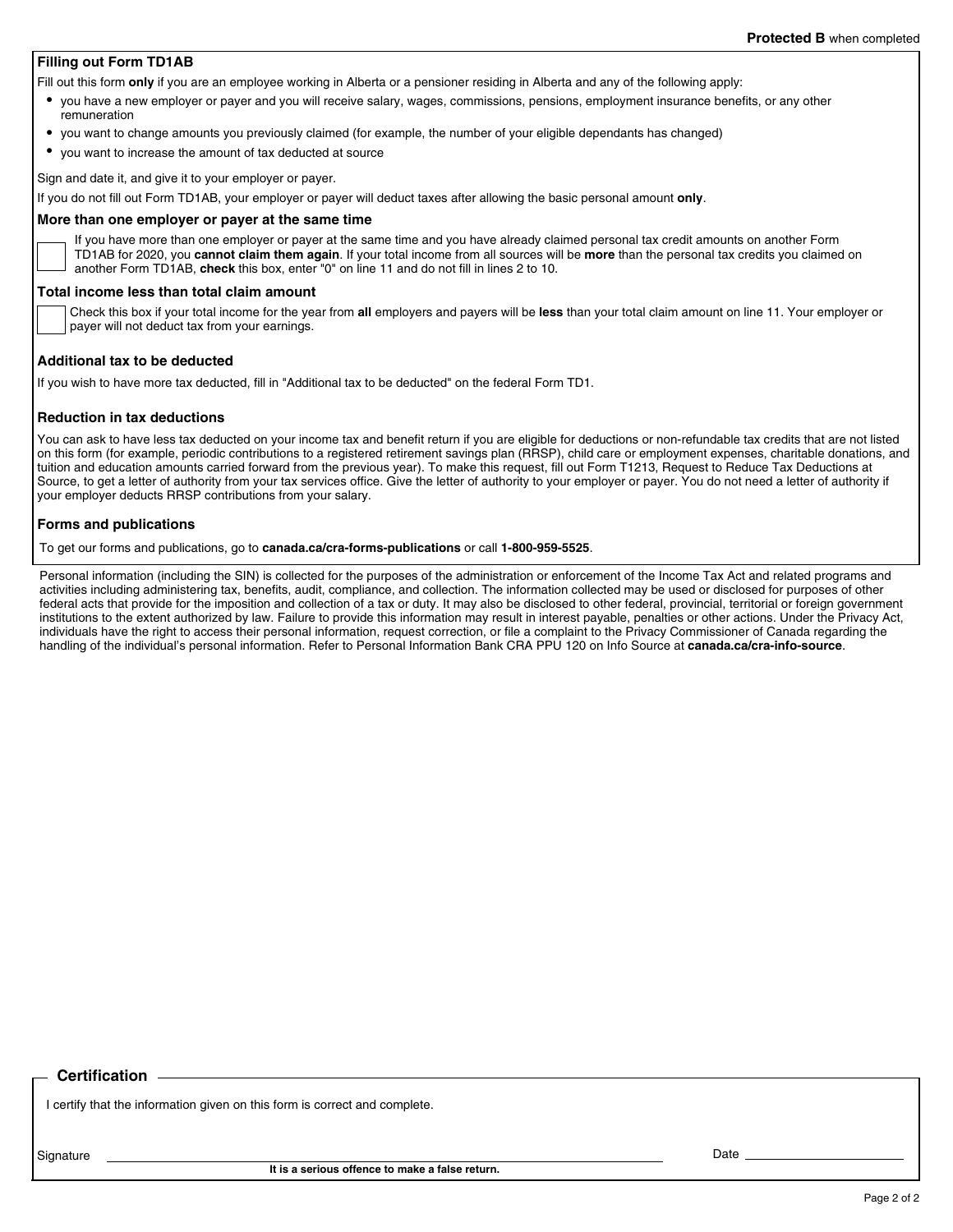**Protected B** when completed

## Filling out Form TD1AB

Fill out this form **only** if you are an employee working in Alberta or a pensioner residing in Alberta and any of the following apply:

- you have a new employer or payer and you will receive salary, wages, commissions, pensions, employment insurance benefits, or any other remuneration
- you want to change amounts you previously claimed (for example, the number of your eligible dependants has changed)
- you want to increase the amount of tax deducted at source

Sign and date it, and give it to your employer or payer.

If you do not fill out Form TD1AB, your employer or payer will deduct taxes after allowing the basic personal amount **only**.

### More than one employer or payer at the same time

☐ If you have more than one employer or payer at the same time and you have already claimed personal tax credit amounts on another Form TD1AB for 2020, you **cannot claim them again**. If your total income from all sources will be **more** than the personal tax credits you claimed on another Form TD1AB, **check** this box, enter "0" on line 11 and do not fill in lines 2 to 10.

### Total income less than total claim amount

☐ Check this box if your total income for the year from **all** employers and payers will be **less** than your total claim amount on line 11. Your employer or payer will not deduct tax from your earnings.

### Additional tax to be deducted

If you wish to have more tax deducted, fill in "Additional tax to be deducted" on the federal Form TD1.

### Reduction in tax deductions

You can ask to have less tax deducted on your income tax and benefit return if you are eligible for deductions or non-refundable tax credits that are not listed on this form (for example, periodic contributions to a registered retirement savings plan (RRSP), child care or employment expenses, charitable donations, and tuition and education amounts carried forward from the previous year). To make this request, fill out Form T1213, Request to Reduce Tax Deductions at Source, to get a letter of authority from your tax services office. Give the letter of authority to your employer or payer. You do not need a letter of authority if your employer deducts RRSP contributions from your salary.

### Forms and publications

To get our forms and publications, go to **canada.ca/cra-forms-publications** or call **1-800-959-5525**.

Personal information (including the SIN) is collected for the purposes of the administration or enforcement of the Income Tax Act and related programs and activities including administering tax, benefits, audit, compliance, and collection. The information collected may be used or disclosed for purposes of other federal acts that provide for the imposition and collection of a tax or duty. It may also be disclosed to other federal, provincial, territorial or foreign government institutions to the extent authorized by law. Failure to provide this information may result in interest payable, penalties or other actions. Under the Privacy Act, individuals have the right to access their personal information, request correction, or file a complaint to the Privacy Commissioner of Canada regarding the handling of the individual's personal information. Refer to Personal Information Bank CRA PPU 120 on Info Source at **canada.ca/cra-info-source**.

## Certification

I certify that the information given on this form is correct and complete.

Signature ______________________________ Date ______________

**It is a serious offence to make a false return.**